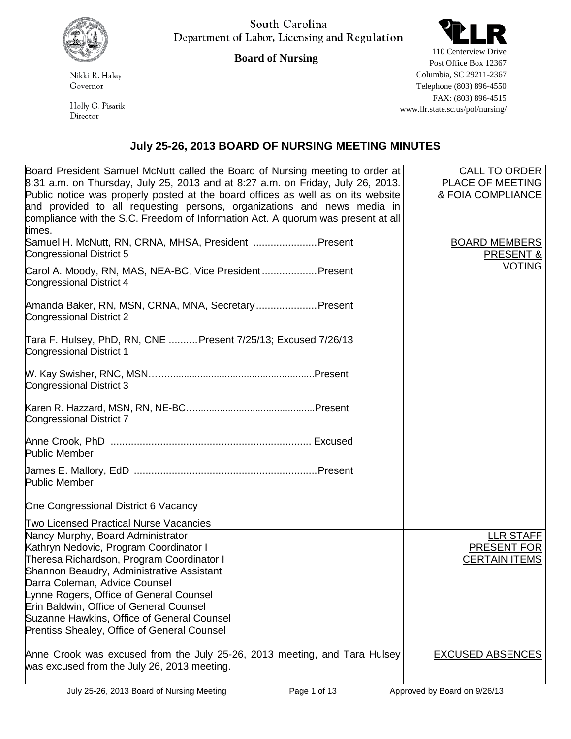South Carolina
Department of Labor, Licensing and Regulation

**Board of Nursing**

Nikki R. Haley
Governor

Holly G. Pisarik
Director

110 Centerview Drive
Post Office Box 12367
Columbia, SC 29211-2367
Telephone (803) 896-4550
FAX: (803) 896-4515
www.llr.state.sc.us/pol/nursing/

## July 25-26, 2013 BOARD OF NURSING MEETING MINUTES

| | |
|---|---|
| Board President Samuel McNutt called the Board of Nursing meeting to order at 8:31 a.m. on Thursday, July 25, 2013 and at 8:27 a.m. on Friday, July 26, 2013. Public notice was properly posted at the board offices as well as on its website and provided to all requesting persons, organizations and news media in compliance with the S.C. Freedom of Information Act. A quorum was present at all times. | CALL TO ORDER PLACE OF MEETING & FOIA COMPLIANCE |
| Samuel H. McNutt, RN, CRNA, MHSA, President ......................Present<br>Congressional District 5<br><br>Carol A. Moody, RN, MAS, NEA-BC, Vice President...................Present<br>Congressional District 4<br><br>Amanda Baker, RN, MSN, CRNA, MNA, Secretary.....................Present<br>Congressional District 2<br><br>Tara F. Hulsey, PhD, RN, CNE ..........Present 7/25/13; Excused 7/26/13<br>Congressional District 1<br><br>W. Kay Swisher, RNC, MSN…….....................................................Present<br>Congressional District 3<br><br>Karen R. Hazzard, MSN, RN, NE-BC…..........................................Present<br>Congressional District 7<br><br>Anne Crook, PhD ..................................................................... Excused<br>Public Member<br><br>James E. Mallory, EdD ...............................................................Present<br>Public Member<br><br>One Congressional District 6 Vacancy<br><br>Two Licensed Practical Nurse Vacancies | BOARD MEMBERS PRESENT & VOTING |
| Nancy Murphy, Board Administrator<br>Kathryn Nedovic, Program Coordinator I<br>Theresa Richardson, Program Coordinator I<br>Shannon Beaudry, Administrative Assistant<br>Darra Coleman, Advice Counsel<br>Lynne Rogers, Office of General Counsel<br>Erin Baldwin, Office of General Counsel<br>Suzanne Hawkins, Office of General Counsel<br>Prentiss Shealey, Office of General Counsel | LLR STAFF PRESENT FOR CERTAIN ITEMS |
| Anne Crook was excused from the July 25-26, 2013 meeting, and Tara Hulsey was excused from the July 26, 2013 meeting. | EXCUSED ABSENCES |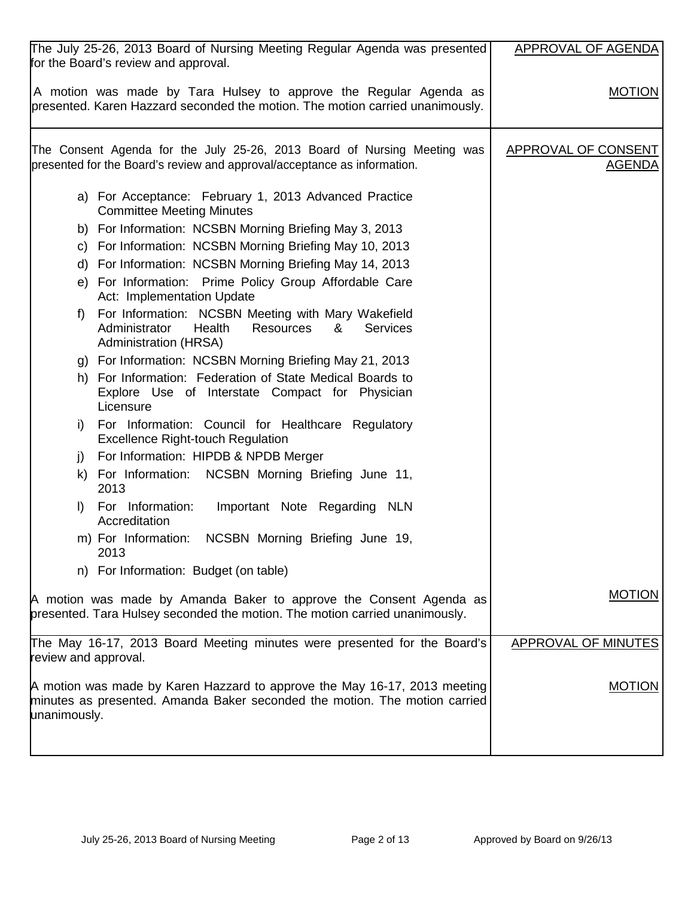| | |
|---|---|
| The July 25-26, 2013 Board of Nursing Meeting Regular Agenda was presented for the Board's review and approval.<br><br>A motion was made by Tara Hulsey to approve the Regular Agenda as presented. Karen Hazzard seconded the motion. The motion carried unanimously. | APPROVAL OF AGENDA<br><br>MOTION |
| The Consent Agenda for the July 25-26, 2013 Board of Nursing Meeting was presented for the Board's review and approval/acceptance as information.<br><br>a) For Acceptance: February 1, 2013 Advanced Practice Committee Meeting Minutes<br>b) For Information: NCSBN Morning Briefing May 3, 2013<br>c) For Information: NCSBN Morning Briefing May 10, 2013<br>d) For Information: NCSBN Morning Briefing May 14, 2013<br>e) For Information: Prime Policy Group Affordable Care Act: Implementation Update<br>f) For Information: NCSBN Meeting with Mary Wakefield Administrator Health Resources & Services Administration (HRSA)<br>g) For Information: NCSBN Morning Briefing May 21, 2013<br>h) For Information: Federation of State Medical Boards to Explore Use of Interstate Compact for Physician Licensure<br>i) For Information: Council for Healthcare Regulatory Excellence Right-touch Regulation<br>j) For Information: HIPDB & NPDB Merger<br>k) For Information: NCSBN Morning Briefing June 11, 2013<br>l) For Information: Important Note Regarding NLN Accreditation<br>m) For Information: NCSBN Morning Briefing June 19, 2013<br>n) For Information: Budget (on table)<br><br>A motion was made by Amanda Baker to approve the Consent Agenda as presented. Tara Hulsey seconded the motion. The motion carried unanimously. | APPROVAL OF CONSENT AGENDA<br><br>MOTION |
| The May 16-17, 2013 Board Meeting minutes were presented for the Board's review and approval.<br><br>A motion was made by Karen Hazzard to approve the May 16-17, 2013 meeting minutes as presented. Amanda Baker seconded the motion. The motion carried unanimously. | APPROVAL OF MINUTES<br><br>MOTION |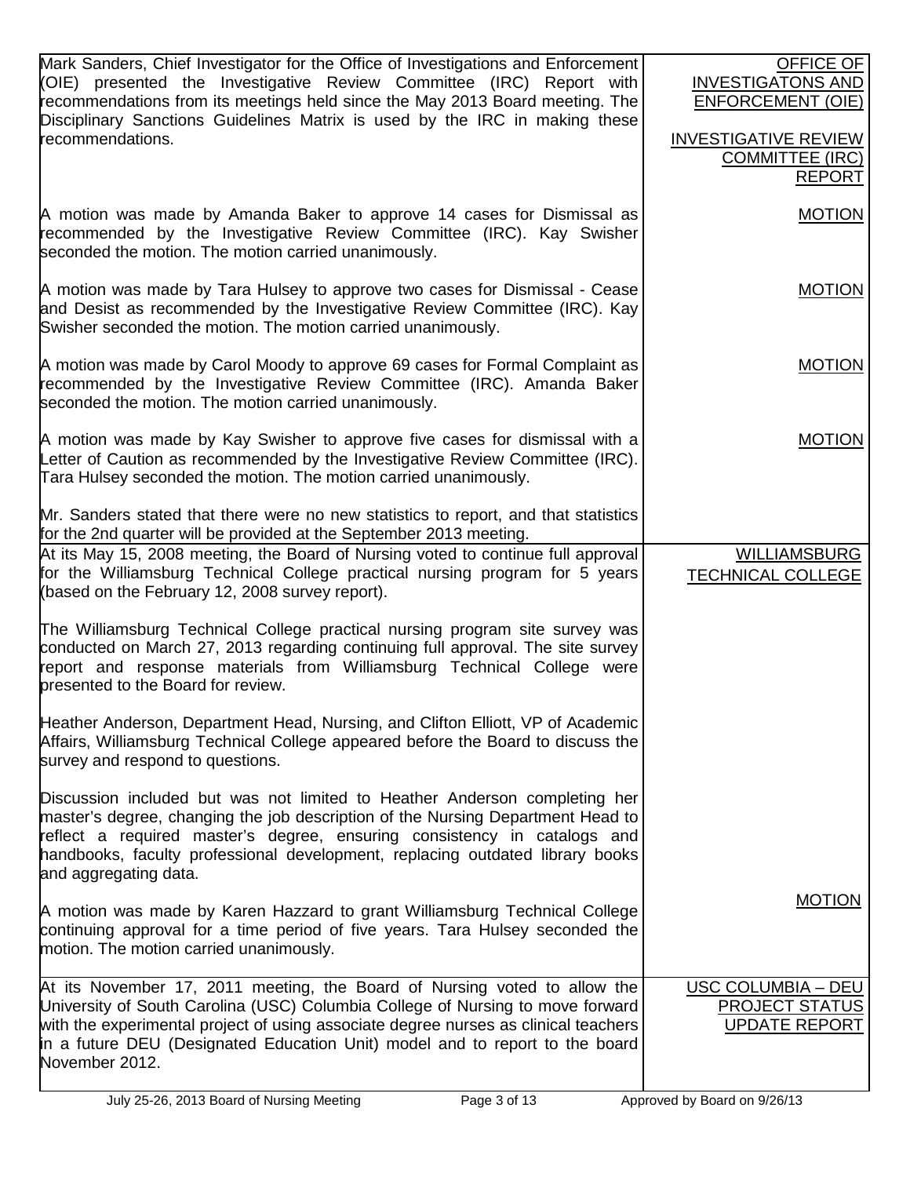| | |
|---|---|
| Mark Sanders, Chief Investigator for the Office of Investigations and Enforcement (OIE) presented the Investigative Review Committee (IRC) Report with recommendations from its meetings held since the May 2013 Board meeting. The Disciplinary Sanctions Guidelines Matrix is used by the IRC in making these recommendations. | OFFICE OF INVESTIGATONS AND ENFORCEMENT (OIE)<br><br>INVESTIGATIVE REVIEW COMMITTEE (IRC) REPORT |
| A motion was made by Amanda Baker to approve 14 cases for Dismissal as recommended by the Investigative Review Committee (IRC). Kay Swisher seconded the motion. The motion carried unanimously. | MOTION |
| A motion was made by Tara Hulsey to approve two cases for Dismissal - Cease and Desist as recommended by the Investigative Review Committee (IRC). Kay Swisher seconded the motion. The motion carried unanimously. | MOTION |
| A motion was made by Carol Moody to approve 69 cases for Formal Complaint as recommended by the Investigative Review Committee (IRC). Amanda Baker seconded the motion. The motion carried unanimously. | MOTION |
| A motion was made by Kay Swisher to approve five cases for dismissal with a Letter of Caution as recommended by the Investigative Review Committee (IRC). Tara Hulsey seconded the motion. The motion carried unanimously. | MOTION |
| Mr. Sanders stated that there were no new statistics to report, and that statistics for the 2nd quarter will be provided at the September 2013 meeting. | |
| At its May 15, 2008 meeting, the Board of Nursing voted to continue full approval for the Williamsburg Technical College practical nursing program for 5 years (based on the February 12, 2008 survey report).<br><br>The Williamsburg Technical College practical nursing program site survey was conducted on March 27, 2013 regarding continuing full approval. The site survey report and response materials from Williamsburg Technical College were presented to the Board for review.<br><br>Heather Anderson, Department Head, Nursing, and Clifton Elliott, VP of Academic Affairs, Williamsburg Technical College appeared before the Board to discuss the survey and respond to questions.<br><br>Discussion included but was not limited to Heather Anderson completing her master's degree, changing the job description of the Nursing Department Head to reflect a required master's degree, ensuring consistency in catalogs and handbooks, faculty professional development, replacing outdated library books and aggregating data. | WILLIAMSBURG TECHNICAL COLLEGE |
| A motion was made by Karen Hazzard to grant Williamsburg Technical College continuing approval for a time period of five years. Tara Hulsey seconded the motion. The motion carried unanimously. | MOTION |
| At its November 17, 2011 meeting, the Board of Nursing voted to allow the University of South Carolina (USC) Columbia College of Nursing to move forward with the experimental project of using associate degree nurses as clinical teachers in a future DEU (Designated Education Unit) model and to report to the board November 2012. | USC COLUMBIA – DEU PROJECT STATUS UPDATE REPORT |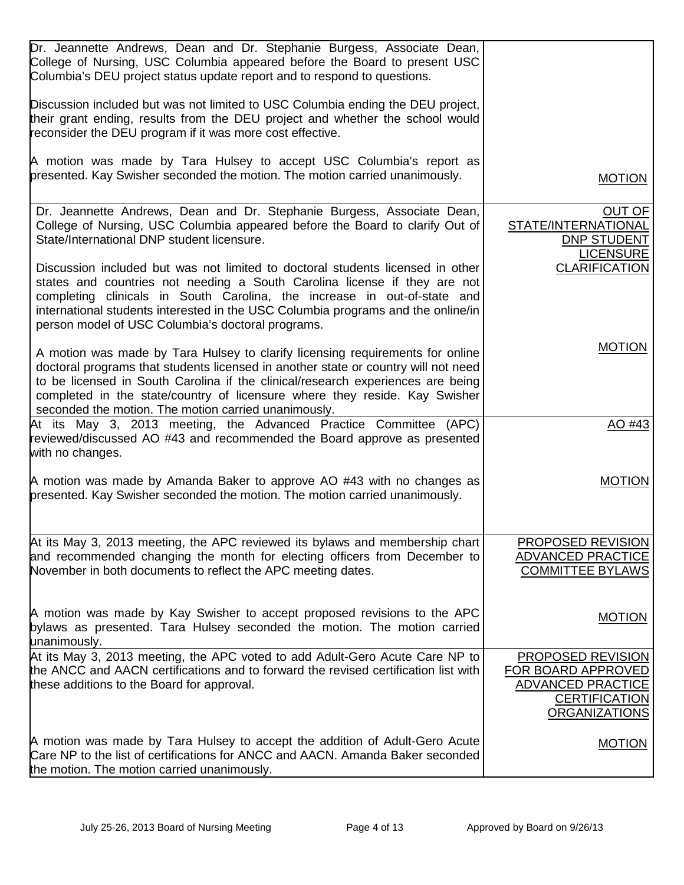| | |
|---|---|
| Dr. Jeannette Andrews, Dean and Dr. Stephanie Burgess, Associate Dean, College of Nursing, USC Columbia appeared before the Board to present USC Columbia's DEU project status update report and to respond to questions.<br><br>Discussion included but was not limited to USC Columbia ending the DEU project, their grant ending, results from the DEU project and whether the school would reconsider the DEU program if it was more cost effective.<br><br>A motion was made by Tara Hulsey to accept USC Columbia's report as presented. Kay Swisher seconded the motion. The motion carried unanimously. | <br><br><br><br><br><br><br>MOTION |
| Dr. Jeannette Andrews, Dean and Dr. Stephanie Burgess, Associate Dean, College of Nursing, USC Columbia appeared before the Board to clarify Out of State/International DNP student licensure.<br><br>Discussion included but was not limited to doctoral students licensed in other states and countries not needing a South Carolina license if they are not completing clinicals in South Carolina, the increase in out-of-state and international students interested in the USC Columbia programs and the online/in person model of USC Columbia's doctoral programs.<br><br>A motion was made by Tara Hulsey to clarify licensing requirements for online doctoral programs that students licensed in another state or country will not need to be licensed in South Carolina if the clinical/research experiences are being completed in the state/country of licensure where they reside. Kay Swisher seconded the motion. The motion carried unanimously. | OUT OF STATE/INTERNATIONAL DNP STUDENT LICENSURE CLARIFICATION<br><br><br><br><br>MOTION |
| At its May 3, 2013 meeting, the Advanced Practice Committee (APC) reviewed/discussed AO #43 and recommended the Board approve as presented with no changes.<br><br>A motion was made by Amanda Baker to approve AO #43 with no changes as presented. Kay Swisher seconded the motion. The motion carried unanimously. | AO #43<br><br><br>MOTION |
| At its May 3, 2013 meeting, the APC reviewed its bylaws and membership chart and recommended changing the month for electing officers from December to November in both documents to reflect the APC meeting dates.<br><br>A motion was made by Kay Swisher to accept proposed revisions to the APC bylaws as presented. Tara Hulsey seconded the motion. The motion carried unanimously. | PROPOSED REVISION ADVANCED PRACTICE COMMITTEE BYLAWS<br><br><br>MOTION |
| At its May 3, 2013 meeting, the APC voted to add Adult-Gero Acute Care NP to the ANCC and AACN certifications and to forward the revised certification list with these additions to the Board for approval.<br><br>A motion was made by Tara Hulsey to accept the addition of Adult-Gero Acute Care NP to the list of certifications for ANCC and AACN. Amanda Baker seconded the motion. The motion carried unanimously. | PROPOSED REVISION FOR BOARD APPROVED ADVANCED PRACTICE CERTIFICATION ORGANIZATIONS<br><br>MOTION |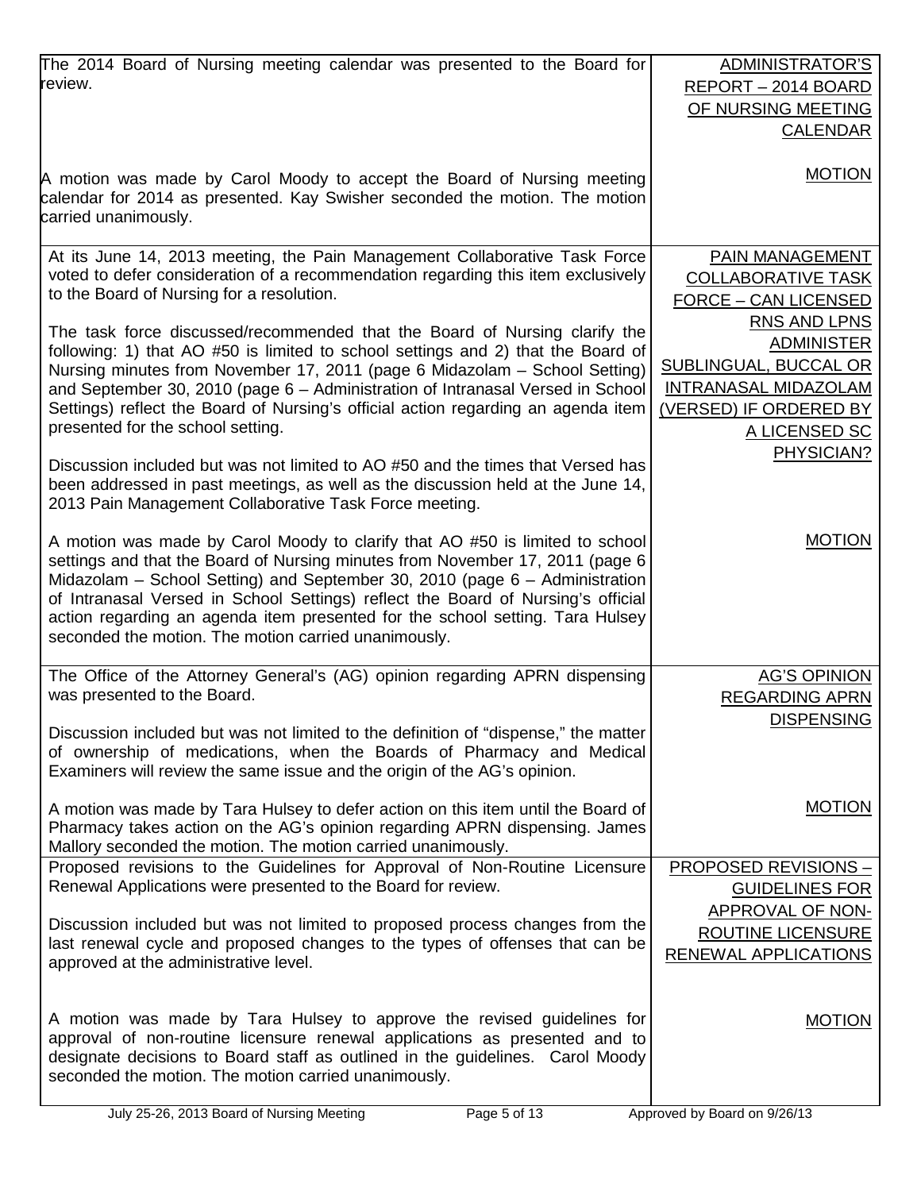| | |
|---|---|
| The 2014 Board of Nursing meeting calendar was presented to the Board for review. | ADMINISTRATOR'S REPORT – 2014 BOARD OF NURSING MEETING CALENDAR |
| A motion was made by Carol Moody to accept the Board of Nursing meeting calendar for 2014 as presented. Kay Swisher seconded the motion. The motion carried unanimously. | MOTION |
| At its June 14, 2013 meeting, the Pain Management Collaborative Task Force voted to defer consideration of a recommendation regarding this item exclusively to the Board of Nursing for a resolution.<br><br>The task force discussed/recommended that the Board of Nursing clarify the following: 1) that AO #50 is limited to school settings and 2) that the Board of Nursing minutes from November 17, 2011 (page 6 Midazolam – School Setting) and September 30, 2010 (page 6 – Administration of Intranasal Versed in School Settings) reflect the Board of Nursing's official action regarding an agenda item presented for the school setting.<br><br>Discussion included but was not limited to AO #50 and the times that Versed has been addressed in past meetings, as well as the discussion held at the June 14, 2013 Pain Management Collaborative Task Force meeting. | PAIN MANAGEMENT COLLABORATIVE TASK FORCE – CAN LICENSED RNS AND LPNS ADMINISTER SUBLINGUAL, BUCCAL OR INTRANASAL MIDAZOLAM (VERSED) IF ORDERED BY A LICENSED SC PHYSICIAN? |
| A motion was made by Carol Moody to clarify that AO #50 is limited to school settings and that the Board of Nursing minutes from November 17, 2011 (page 6 Midazolam – School Setting) and September 30, 2010 (page 6 – Administration of Intranasal Versed in School Settings) reflect the Board of Nursing's official action regarding an agenda item presented for the school setting. Tara Hulsey seconded the motion. The motion carried unanimously. | MOTION |
| The Office of the Attorney General's (AG) opinion regarding APRN dispensing was presented to the Board.<br><br>Discussion included but was not limited to the definition of "dispense," the matter of ownership of medications, when the Boards of Pharmacy and Medical Examiners will review the same issue and the origin of the AG's opinion. | AG'S OPINION REGARDING APRN DISPENSING |
| A motion was made by Tara Hulsey to defer action on this item until the Board of Pharmacy takes action on the AG's opinion regarding APRN dispensing. James Mallory seconded the motion. The motion carried unanimously. | MOTION |
| Proposed revisions to the Guidelines for Approval of Non-Routine Licensure Renewal Applications were presented to the Board for review.<br><br>Discussion included but was not limited to proposed process changes from the last renewal cycle and proposed changes to the types of offenses that can be approved at the administrative level. | PROPOSED REVISIONS – GUIDELINES FOR APPROVAL OF NON-ROUTINE LICENSURE RENEWAL APPLICATIONS |
| A motion was made by Tara Hulsey to approve the revised guidelines for approval of non-routine licensure renewal applications as presented and to designate decisions to Board staff as outlined in the guidelines. Carol Moody seconded the motion. The motion carried unanimously. | MOTION |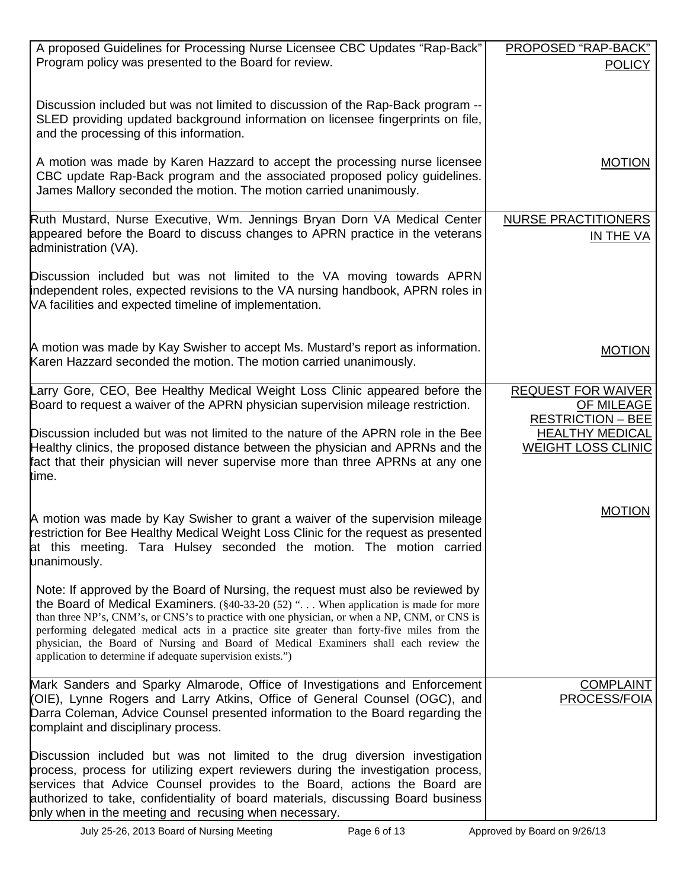| | |
|---|---|
| A proposed Guidelines for Processing Nurse Licensee CBC Updates "Rap-Back" Program policy was presented to the Board for review. | PROPOSED "RAP-BACK" POLICY |
| Discussion included but was not limited to discussion of the Rap-Back program -- SLED providing updated background information on licensee fingerprints on file, and the processing of this information. | |
| A motion was made by Karen Hazzard to accept the processing nurse licensee CBC update Rap-Back program and the associated proposed policy guidelines. James Mallory seconded the motion. The motion carried unanimously. | MOTION |
| Ruth Mustard, Nurse Executive, Wm. Jennings Bryan Dorn VA Medical Center appeared before the Board to discuss changes to APRN practice in the veterans administration (VA). | NURSE PRACTITIONERS IN THE VA |
| Discussion included but was not limited to the VA moving towards APRN independent roles, expected revisions to the VA nursing handbook, APRN roles in VA facilities and expected timeline of implementation. | |
| A motion was made by Kay Swisher to accept Ms. Mustard's report as information. Karen Hazzard seconded the motion. The motion carried unanimously. | MOTION |
| Larry Gore, CEO, Bee Healthy Medical Weight Loss Clinic appeared before the Board to request a waiver of the APRN physician supervision mileage restriction. | REQUEST FOR WAIVER OF MILEAGE RESTRICTION – BEE HEALTHY MEDICAL WEIGHT LOSS CLINIC |
| Discussion included but was not limited to the nature of the APRN role in the Bee Healthy clinics, the proposed distance between the physician and APRNs and the fact that their physician will never supervise more than three APRNs at any one time. | |
| A motion was made by Kay Swisher to grant a waiver of the supervision mileage restriction for Bee Healthy Medical Weight Loss Clinic for the request as presented at this meeting. Tara Hulsey seconded the motion. The motion carried unanimously. | MOTION |
| Note: If approved by the Board of Nursing, the request must also be reviewed by the Board of Medical Examiners. (§40-33-20 (52) ". . . When application is made for more than three NP's, CNM's, or CNS's to practice with one physician, or when a NP, CNM, or CNS is performing delegated medical acts in a practice site greater than forty-five miles from the physician, the Board of Nursing and Board of Medical Examiners shall each review the application to determine if adequate supervision exists.") | |
| Mark Sanders and Sparky Almarode, Office of Investigations and Enforcement (OIE), Lynne Rogers and Larry Atkins, Office of General Counsel (OGC), and Darra Coleman, Advice Counsel presented information to the Board regarding the complaint and disciplinary process. | COMPLAINT PROCESS/FOIA |
| Discussion included but was not limited to the drug diversion investigation process, process for utilizing expert reviewers during the investigation process, services that Advice Counsel provides to the Board, actions the Board are authorized to take, confidentiality of board materials, discussing Board business only when in the meeting and recusing when necessary. | |

July 25-26, 2013 Board of Nursing Meeting — Approved by Board on 9/26/13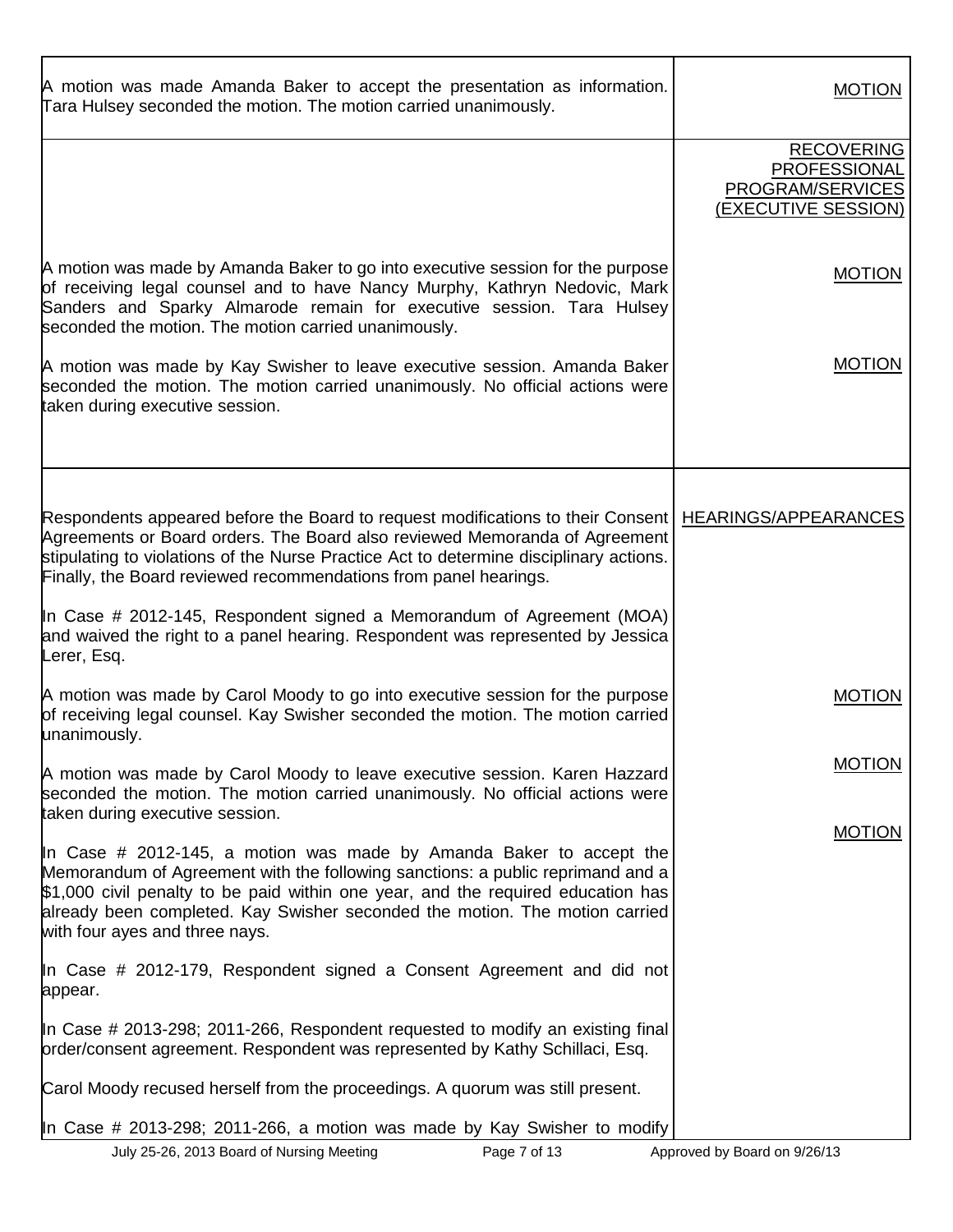| | |
|---|---|
| A motion was made Amanda Baker to accept the presentation as information. Tara Hulsey seconded the motion. The motion carried unanimously. | MOTION |
| | RECOVERING PROFESSIONAL PROGRAM/SERVICES (EXECUTIVE SESSION) |
| A motion was made by Amanda Baker to go into executive session for the purpose of receiving legal counsel and to have Nancy Murphy, Kathryn Nedovic, Mark Sanders and Sparky Almarode remain for executive session. Tara Hulsey seconded the motion. The motion carried unanimously. | MOTION |
| A motion was made by Kay Swisher to leave executive session. Amanda Baker seconded the motion. The motion carried unanimously. No official actions were taken during executive session. | MOTION |
| Respondents appeared before the Board to request modifications to their Consent Agreements or Board orders. The Board also reviewed Memoranda of Agreement stipulating to violations of the Nurse Practice Act to determine disciplinary actions. Finally, the Board reviewed recommendations from panel hearings. | HEARINGS/APPEARANCES |
| In Case # 2012-145, Respondent signed a Memorandum of Agreement (MOA) and waived the right to a panel hearing. Respondent was represented by Jessica Lerer, Esq. | |
| A motion was made by Carol Moody to go into executive session for the purpose of receiving legal counsel. Kay Swisher seconded the motion. The motion carried unanimously. | MOTION |
| A motion was made by Carol Moody to leave executive session. Karen Hazzard seconded the motion. The motion carried unanimously. No official actions were taken during executive session. | MOTION |
| In Case # 2012-145, a motion was made by Amanda Baker to accept the Memorandum of Agreement with the following sanctions: a public reprimand and a $1,000 civil penalty to be paid within one year, and the required education has already been completed. Kay Swisher seconded the motion. The motion carried with four ayes and three nays. | MOTION |
| In Case # 2012-179, Respondent signed a Consent Agreement and did not appear. | |
| In Case # 2013-298; 2011-266, Respondent requested to modify an existing final order/consent agreement. Respondent was represented by Kathy Schillaci, Esq. | |
| Carol Moody recused herself from the proceedings. A quorum was still present. | |
| In Case # 2013-298; 2011-266, a motion was made by Kay Swisher to modify | |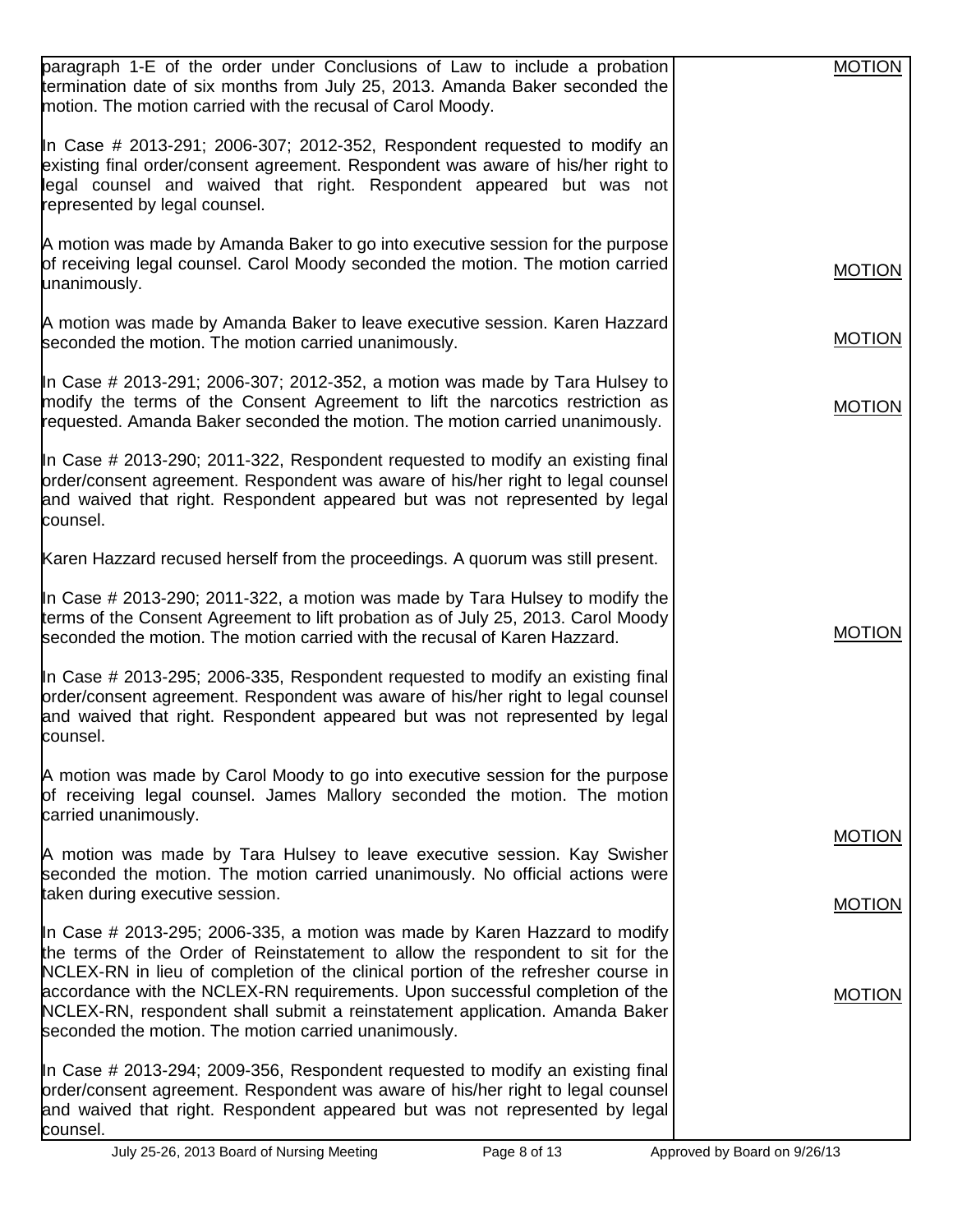| | |
|---|---|
| paragraph 1-E of the order under Conclusions of Law to include a probation termination date of six months from July 25, 2013. Amanda Baker seconded the motion. The motion carried with the recusal of Carol Moody. | MOTION |
| In Case # 2013-291; 2006-307; 2012-352, Respondent requested to modify an existing final order/consent agreement. Respondent was aware of his/her right to legal counsel and waived that right. Respondent appeared but was not represented by legal counsel. | |
| A motion was made by Amanda Baker to go into executive session for the purpose of receiving legal counsel. Carol Moody seconded the motion. The motion carried unanimously. | MOTION |
| A motion was made by Amanda Baker to leave executive session. Karen Hazzard seconded the motion. The motion carried unanimously. | MOTION |
| In Case # 2013-291; 2006-307; 2012-352, a motion was made by Tara Hulsey to modify the terms of the Consent Agreement to lift the narcotics restriction as requested. Amanda Baker seconded the motion. The motion carried unanimously. | MOTION |
| In Case # 2013-290; 2011-322, Respondent requested to modify an existing final order/consent agreement. Respondent was aware of his/her right to legal counsel and waived that right. Respondent appeared but was not represented by legal counsel. | |
| Karen Hazzard recused herself from the proceedings. A quorum was still present. | |
| In Case # 2013-290; 2011-322, a motion was made by Tara Hulsey to modify the terms of the Consent Agreement to lift probation as of July 25, 2013. Carol Moody seconded the motion. The motion carried with the recusal of Karen Hazzard. | MOTION |
| In Case # 2013-295; 2006-335, Respondent requested to modify an existing final order/consent agreement. Respondent was aware of his/her right to legal counsel and waived that right. Respondent appeared but was not represented by legal counsel. | |
| A motion was made by Carol Moody to go into executive session for the purpose of receiving legal counsel. James Mallory seconded the motion. The motion carried unanimously. | MOTION |
| A motion was made by Tara Hulsey to leave executive session. Kay Swisher seconded the motion. The motion carried unanimously. No official actions were taken during executive session. | MOTION |
| In Case # 2013-295; 2006-335, a motion was made by Karen Hazzard to modify the terms of the Order of Reinstatement to allow the respondent to sit for the NCLEX-RN in lieu of completion of the clinical portion of the refresher course in accordance with the NCLEX-RN requirements. Upon successful completion of the NCLEX-RN, respondent shall submit a reinstatement application. Amanda Baker seconded the motion. The motion carried unanimously. | MOTION |
| In Case # 2013-294; 2009-356, Respondent requested to modify an existing final order/consent agreement. Respondent was aware of his/her right to legal counsel and waived that right. Respondent appeared but was not represented by legal counsel. | |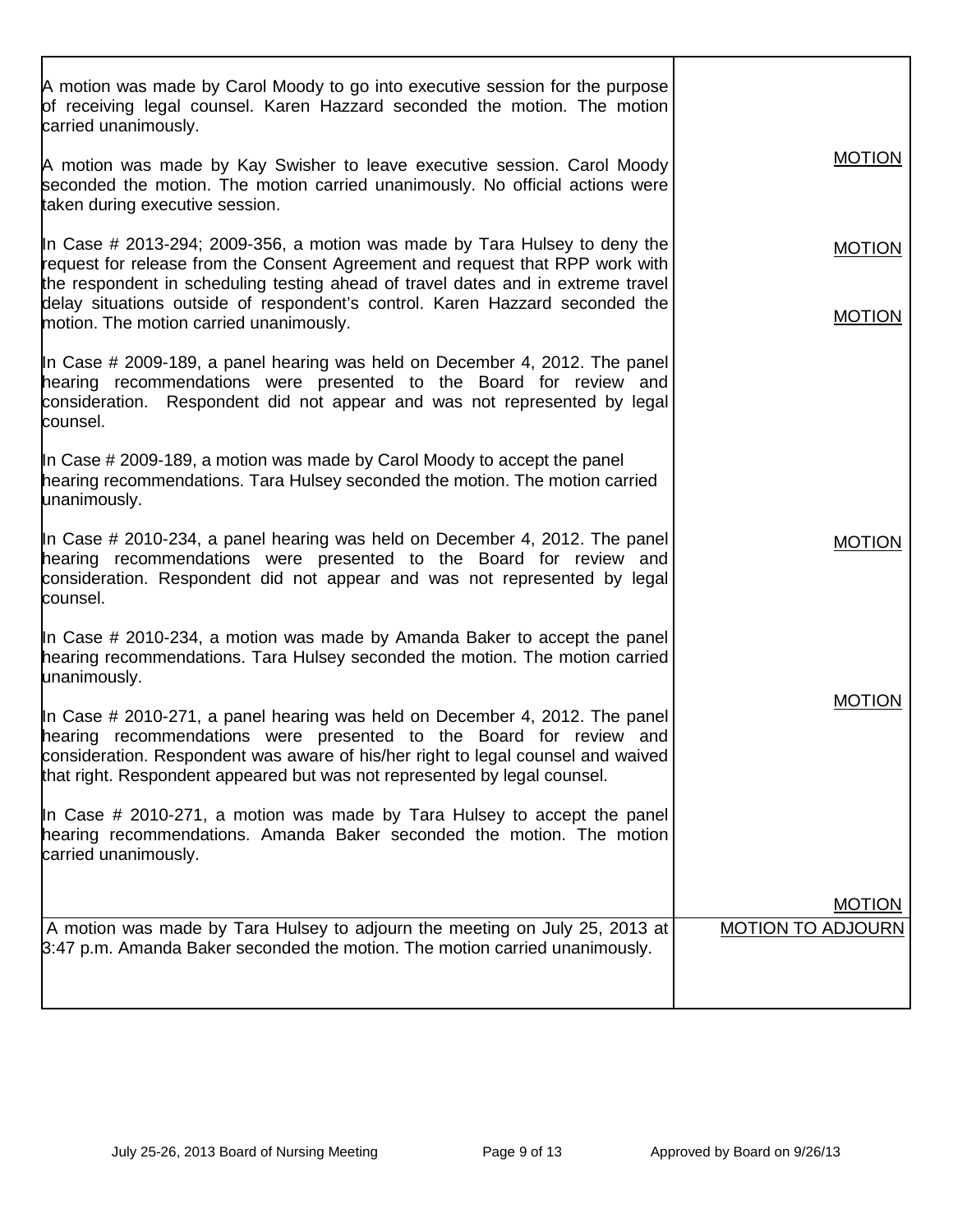| | |
|---|---|
| A motion was made by Carol Moody to go into executive session for the purpose of receiving legal counsel. Karen Hazzard seconded the motion. The motion carried unanimously. | MOTION |
| A motion was made by Kay Swisher to leave executive session. Carol Moody seconded the motion. The motion carried unanimously. No official actions were taken during executive session. | MOTION |
| In Case # 2013-294; 2009-356, a motion was made by Tara Hulsey to deny the request for release from the Consent Agreement and request that RPP work with the respondent in scheduling testing ahead of travel dates and in extreme travel delay situations outside of respondent's control. Karen Hazzard seconded the motion. The motion carried unanimously. | MOTION |
| In Case # 2009-189, a panel hearing was held on December 4, 2012. The panel hearing recommendations were presented to the Board for review and consideration. Respondent did not appear and was not represented by legal counsel. | |
| In Case # 2009-189, a motion was made by Carol Moody to accept the panel hearing recommendations. Tara Hulsey seconded the motion. The motion carried unanimously. | MOTION |
| In Case # 2010-234, a panel hearing was held on December 4, 2012. The panel hearing recommendations were presented to the Board for review and consideration. Respondent did not appear and was not represented by legal counsel. | |
| In Case # 2010-234, a motion was made by Amanda Baker to accept the panel hearing recommendations. Tara Hulsey seconded the motion. The motion carried unanimously. | MOTION |
| In Case # 2010-271, a panel hearing was held on December 4, 2012. The panel hearing recommendations were presented to the Board for review and consideration. Respondent was aware of his/her right to legal counsel and waived that right. Respondent appeared but was not represented by legal counsel. | |
| In Case # 2010-271, a motion was made by Tara Hulsey to accept the panel hearing recommendations. Amanda Baker seconded the motion. The motion carried unanimously. | MOTION |
| A motion was made by Tara Hulsey to adjourn the meeting on July 25, 2013 at 3:47 p.m. Amanda Baker seconded the motion. The motion carried unanimously. | MOTION TO ADJOURN |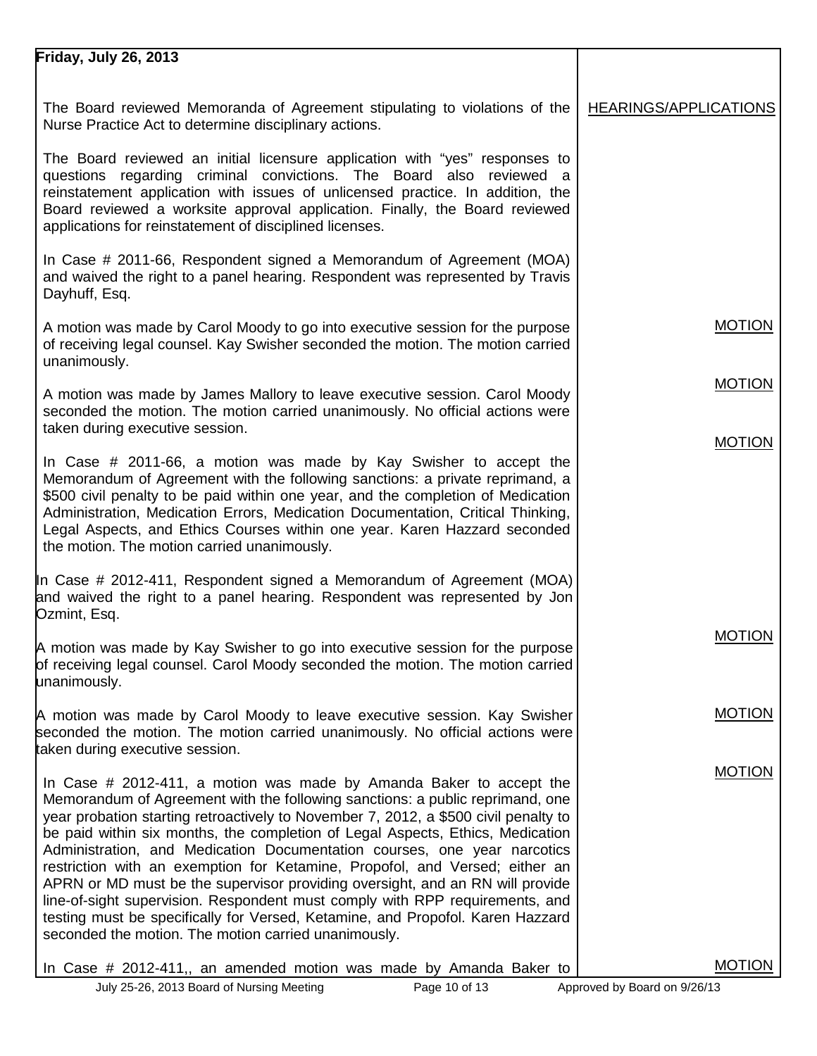**Friday, July 26, 2013**

The Board reviewed Memoranda of Agreement stipulating to violations of the Nurse Practice Act to determine disciplinary actions.

HEARINGS/APPLICATIONS

The Board reviewed an initial licensure application with "yes" responses to questions regarding criminal convictions. The Board also reviewed a reinstatement application with issues of unlicensed practice. In addition, the Board reviewed a worksite approval application. Finally, the Board reviewed applications for reinstatement of disciplined licenses.

In Case # 2011-66, Respondent signed a Memorandum of Agreement (MOA) and waived the right to a panel hearing. Respondent was represented by Travis Dayhuff, Esq.

MOTION

A motion was made by Carol Moody to go into executive session for the purpose of receiving legal counsel. Kay Swisher seconded the motion. The motion carried unanimously.

MOTION

A motion was made by James Mallory to leave executive session. Carol Moody seconded the motion. The motion carried unanimously. No official actions were taken during executive session.

MOTION

In Case # 2011-66, a motion was made by Kay Swisher to accept the Memorandum of Agreement with the following sanctions: a private reprimand, a $500 civil penalty to be paid within one year, and the completion of Medication Administration, Medication Errors, Medication Documentation, Critical Thinking, Legal Aspects, and Ethics Courses within one year. Karen Hazzard seconded the motion. The motion carried unanimously.

In Case # 2012-411, Respondent signed a Memorandum of Agreement (MOA) and waived the right to a panel hearing. Respondent was represented by Jon Ozmint, Esq.

MOTION

A motion was made by Kay Swisher to go into executive session for the purpose of receiving legal counsel. Carol Moody seconded the motion. The motion carried unanimously.

MOTION

A motion was made by Carol Moody to leave executive session. Kay Swisher seconded the motion. The motion carried unanimously. No official actions were taken during executive session.

MOTION

In Case # 2012-411, a motion was made by Amanda Baker to accept the Memorandum of Agreement with the following sanctions: a public reprimand, one year probation starting retroactively to November 7, 2012, a $500 civil penalty to be paid within six months, the completion of Legal Aspects, Ethics, Medication Administration, and Medication Documentation courses, one year narcotics restriction with an exemption for Ketamine, Propofol, and Versed; either an APRN or MD must be the supervisor providing oversight, and an RN will provide line-of-sight supervision. Respondent must comply with RPP requirements, and testing must be specifically for Versed, Ketamine, and Propofol. Karen Hazzard seconded the motion. The motion carried unanimously.

MOTION

In Case # 2012-411,, an amended motion was made by Amanda Baker to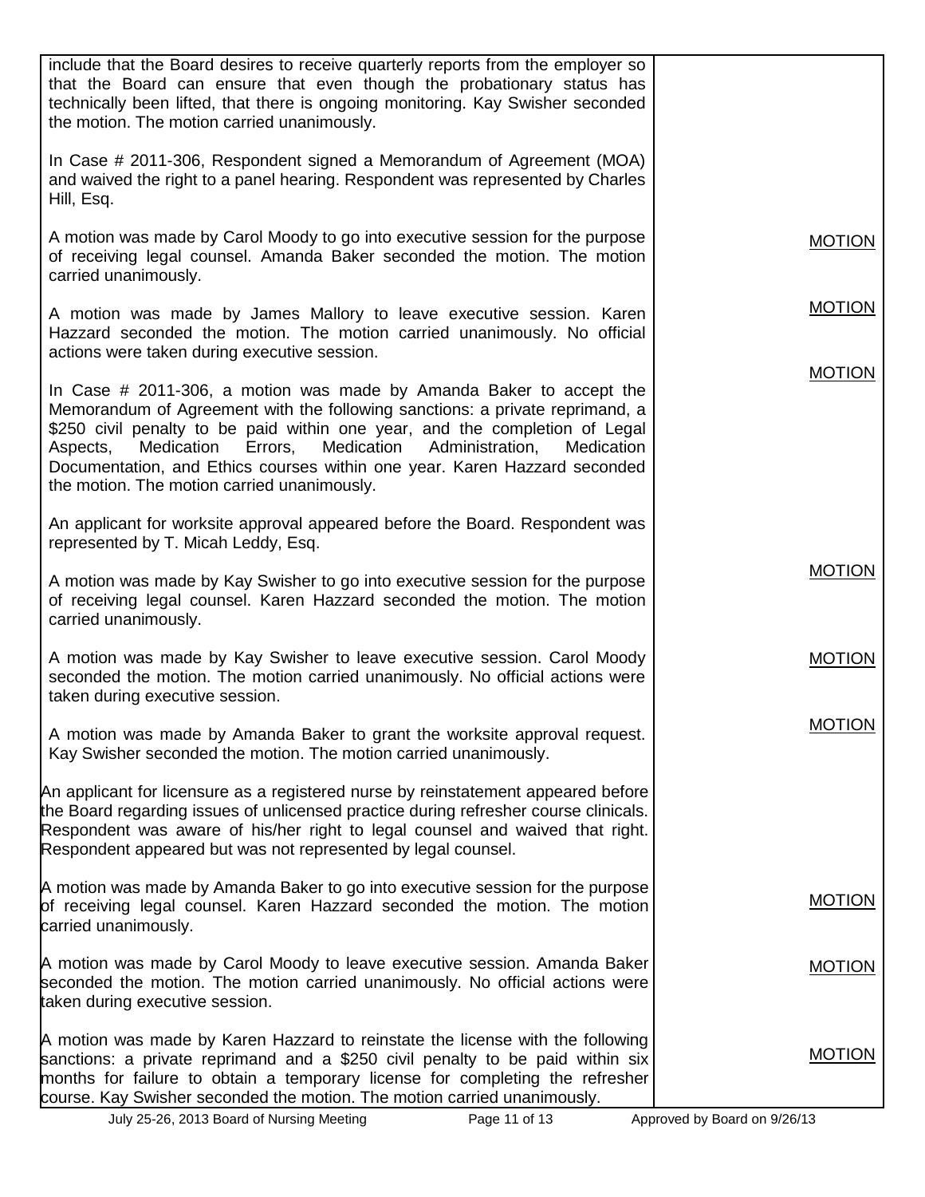| | |
|---|---|
| include that the Board desires to receive quarterly reports from the employer so that the Board can ensure that even though the probationary status has technically been lifted, that there is ongoing monitoring. Kay Swisher seconded the motion. The motion carried unanimously. | |
| In Case # 2011-306, Respondent signed a Memorandum of Agreement (MOA) and waived the right to a panel hearing. Respondent was represented by Charles Hill, Esq. | |
| A motion was made by Carol Moody to go into executive session for the purpose of receiving legal counsel. Amanda Baker seconded the motion. The motion carried unanimously. | MOTION |
| A motion was made by James Mallory to leave executive session. Karen Hazzard seconded the motion. The motion carried unanimously. No official actions were taken during executive session. | MOTION |
| In Case # 2011-306, a motion was made by Amanda Baker to accept the Memorandum of Agreement with the following sanctions: a private reprimand, a $250 civil penalty to be paid within one year, and the completion of Legal Aspects, Medication Errors, Medication Administration, Medication Documentation, and Ethics courses within one year. Karen Hazzard seconded the motion. The motion carried unanimously. | MOTION |
| An applicant for worksite approval appeared before the Board. Respondent was represented by T. Micah Leddy, Esq. | |
| A motion was made by Kay Swisher to go into executive session for the purpose of receiving legal counsel. Karen Hazzard seconded the motion. The motion carried unanimously. | MOTION |
| A motion was made by Kay Swisher to leave executive session. Carol Moody seconded the motion. The motion carried unanimously. No official actions were taken during executive session. | MOTION |
| A motion was made by Amanda Baker to grant the worksite approval request. Kay Swisher seconded the motion. The motion carried unanimously. | MOTION |
| An applicant for licensure as a registered nurse by reinstatement appeared before the Board regarding issues of unlicensed practice during refresher course clinicals. Respondent was aware of his/her right to legal counsel and waived that right. Respondent appeared but was not represented by legal counsel. | |
| A motion was made by Amanda Baker to go into executive session for the purpose of receiving legal counsel. Karen Hazzard seconded the motion. The motion carried unanimously. | MOTION |
| A motion was made by Carol Moody to leave executive session. Amanda Baker seconded the motion. The motion carried unanimously. No official actions were taken during executive session. | MOTION |
| A motion was made by Karen Hazzard to reinstate the license with the following sanctions: a private reprimand and a $250 civil penalty to be paid within six months for failure to obtain a temporary license for completing the refresher course. Kay Swisher seconded the motion. The motion carried unanimously. | MOTION |

Approved by Board on 9/26/13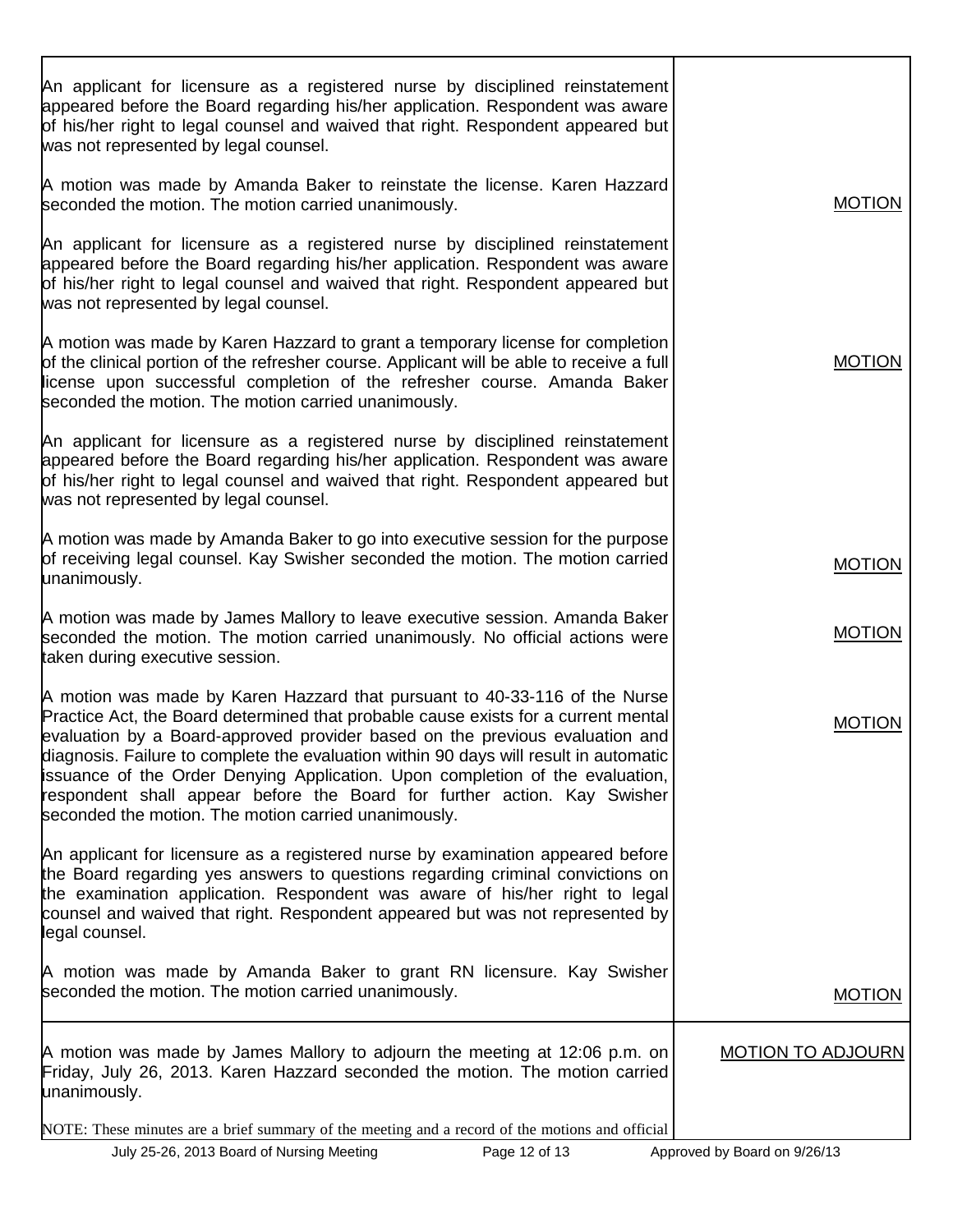| | |
|---|---|
| An applicant for licensure as a registered nurse by disciplined reinstatement appeared before the Board regarding his/her application. Respondent was aware of his/her right to legal counsel and waived that right. Respondent appeared but was not represented by legal counsel. | |
| A motion was made by Amanda Baker to reinstate the license. Karen Hazzard seconded the motion. The motion carried unanimously. | MOTION |
| An applicant for licensure as a registered nurse by disciplined reinstatement appeared before the Board regarding his/her application. Respondent was aware of his/her right to legal counsel and waived that right. Respondent appeared but was not represented by legal counsel. | |
| A motion was made by Karen Hazzard to grant a temporary license for completion of the clinical portion of the refresher course. Applicant will be able to receive a full license upon successful completion of the refresher course. Amanda Baker seconded the motion. The motion carried unanimously. | MOTION |
| An applicant for licensure as a registered nurse by disciplined reinstatement appeared before the Board regarding his/her application. Respondent was aware of his/her right to legal counsel and waived that right. Respondent appeared but was not represented by legal counsel. | |
| A motion was made by Amanda Baker to go into executive session for the purpose of receiving legal counsel. Kay Swisher seconded the motion. The motion carried unanimously. | MOTION |
| A motion was made by James Mallory to leave executive session. Amanda Baker seconded the motion. The motion carried unanimously. No official actions were taken during executive session. | MOTION |
| A motion was made by Karen Hazzard that pursuant to 40-33-116 of the Nurse Practice Act, the Board determined that probable cause exists for a current mental evaluation by a Board-approved provider based on the previous evaluation and diagnosis. Failure to complete the evaluation within 90 days will result in automatic issuance of the Order Denying Application. Upon completion of the evaluation, respondent shall appear before the Board for further action. Kay Swisher seconded the motion. The motion carried unanimously. | MOTION |
| An applicant for licensure as a registered nurse by examination appeared before the Board regarding yes answers to questions regarding criminal convictions on the examination application. Respondent was aware of his/her right to legal counsel and waived that right. Respondent appeared but was not represented by legal counsel. | |
| A motion was made by Amanda Baker to grant RN licensure. Kay Swisher seconded the motion. The motion carried unanimously. | MOTION |
| A motion was made by James Mallory to adjourn the meeting at 12:06 p.m. on Friday, July 26, 2013. Karen Hazzard seconded the motion. The motion carried unanimously. | MOTION TO ADJOURN |
| NOTE: These minutes are a brief summary of the meeting and a record of the motions and official | |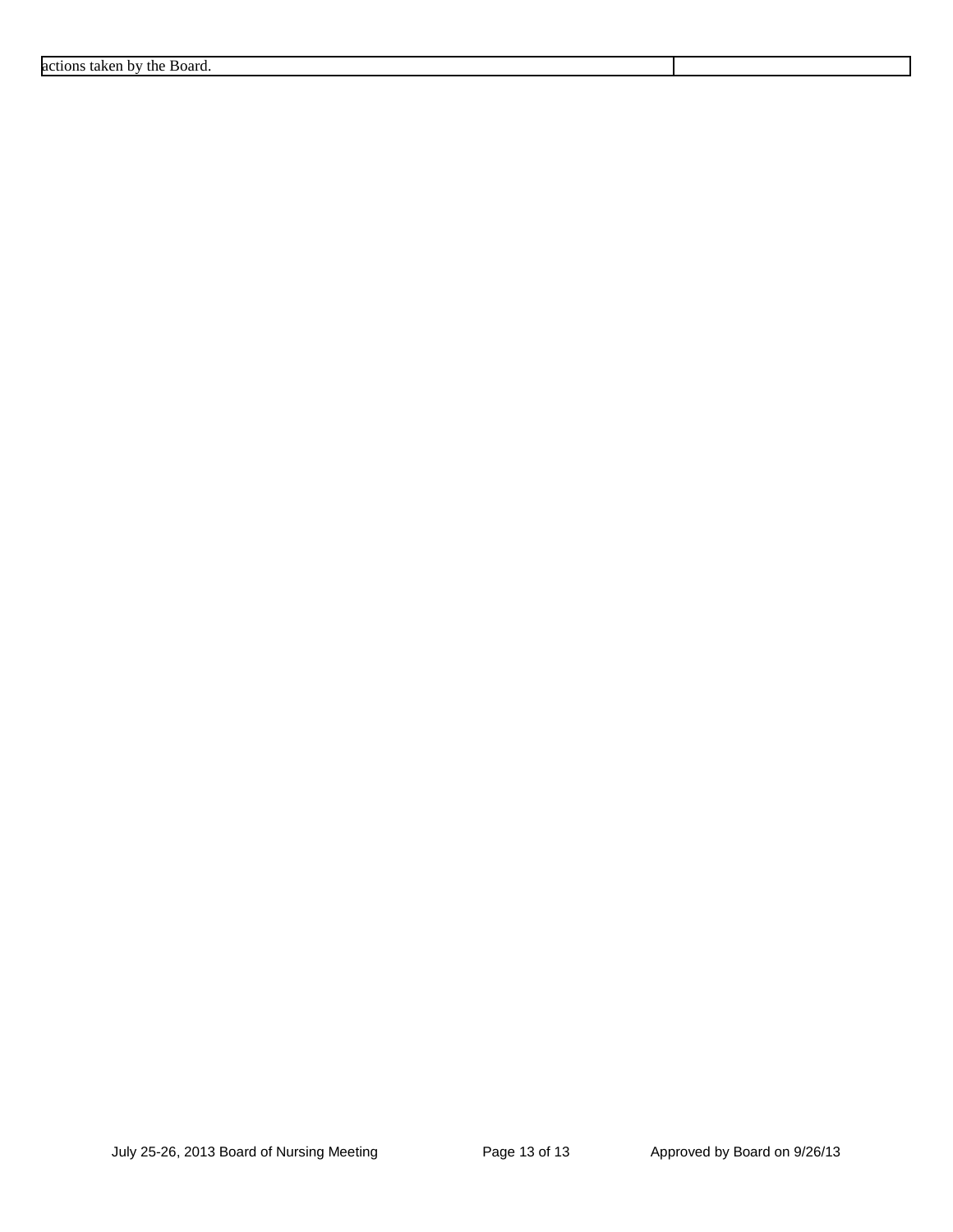| | |
|---|---|
| actions taken by the Board. | |